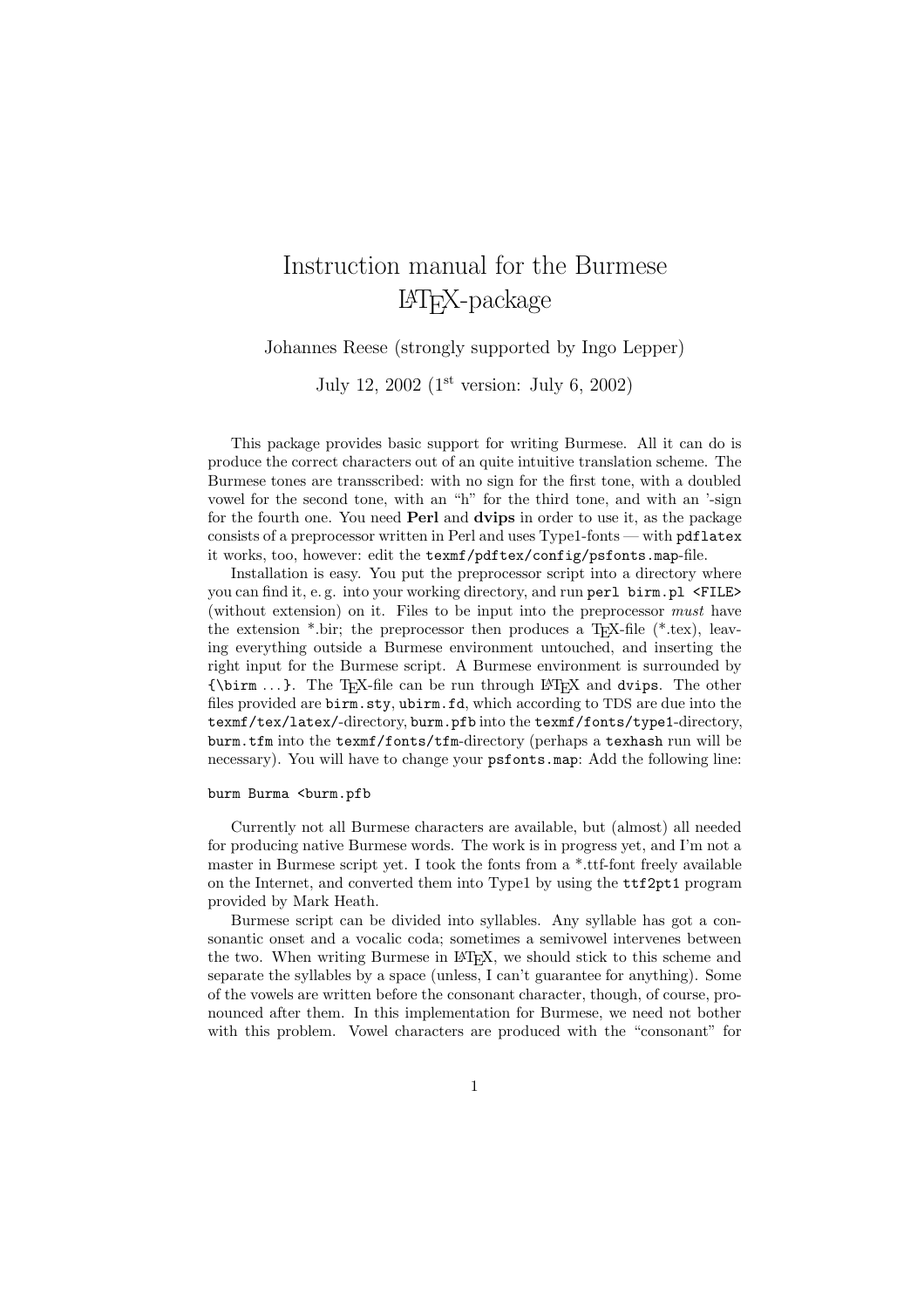# Instruction manual for the Burmese LaTeX-package

Johannes Reese (strongly supported by Ingo Lepper)

July 12, 2002 (1st version: July 6, 2002)

This package provides basic support for writing Burmese. All it can do is produce the correct characters out of an quite intuitive translation scheme. The Burmese tones are transscribed: with no sign for the first tone, with a doubled vowel for the second tone, with an "h" for the third tone, and with an '-sign for the fourth one. You need **Perl** and **dvips** in order to use it, as the package consists of a preprocessor written in Perl and uses Type1-fonts — with `pdflatex` it works, too, however: edit the `texmf/pdftex/config/psfonts.map`-file.

Installation is easy. You put the preprocessor script into a directory where you can find it, e. g. into your working directory, and run `perl birm.pl <FILE>` (without extension) on it. Files to be input into the preprocessor *must* have the extension *.bir; the preprocessor then produces a TeX-file (*.tex), leaving everything outside a Burmese environment untouched, and inserting the right input for the Burmese script. A Burmese environment is surrounded by `{\birm ...}`. The TeX-file can be run through LaTeX and `dvips`. The other files provided are `birm.sty`, `ubirm.fd`, which according to TDS are due into the `texmf/tex/latex/`-directory, `burm.pfb` into the `texmf/fonts/type1`-directory, `burm.tfm` into the `texmf/fonts/tfm`-directory (perhaps a `texhash` run will be necessary). You will have to change your `psfonts.map`: Add the following line:

```
burm Burma <burm.pfb
```

Currently not all Burmese characters are available, but (almost) all needed for producing native Burmese words. The work is in progress yet, and I'm not a master in Burmese script yet. I took the fonts from a *.ttf-font freely available on the Internet, and converted them into Type1 by using the `ttf2pt1` program provided by Mark Heath.

Burmese script can be divided into syllables. Any syllable has got a consonantic onset and a vocalic coda; sometimes a semivowel intervenes between the two. When writing Burmese in LaTeX, we should stick to this scheme and separate the syllables by a space (unless, I can't guarantee for anything). Some of the vowels are written before the consonant character, though, of course, pronounced after them. In this implementation for Burmese, we need not bother with this problem. Vowel characters are produced with the "consonant" for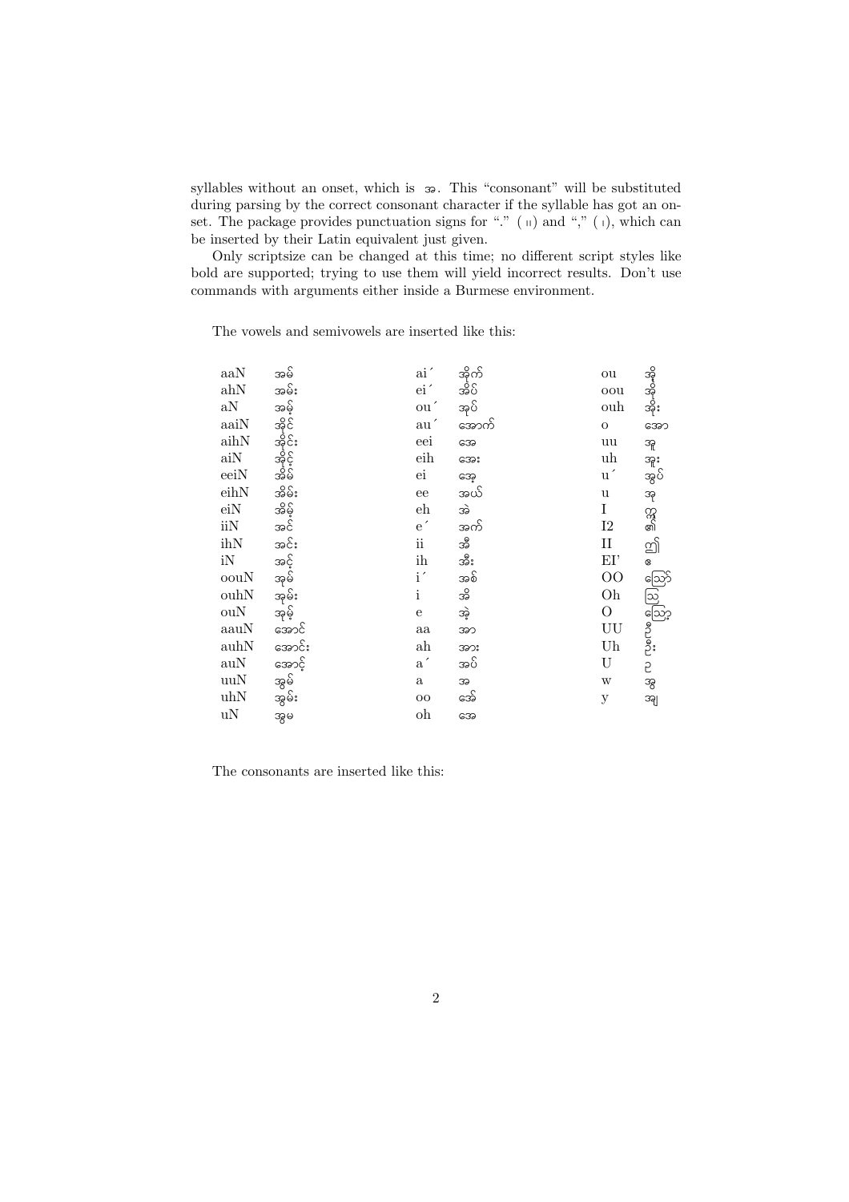syllables without an onset, which is အ. This "consonant" will be substituted during parsing by the correct consonant character if the syllable has got an onset. The package provides punctuation signs for "." (။) and "," (၊), which can be inserted by their Latin equivalent just given.

Only scriptsize can be changed at this time; no different script styles like bold are supported; trying to use them will yield incorrect results. Don't use commands with arguments either inside a Burmese environment.

The vowels and semivowels are inserted like this:

| | | | | | |
|---|---|---|---|---|---|
| aaN | အမ် | ai´ | အိုက် | ou | အို |
| ahN | အမ်း | ei´ | အိပ် | oou | အို |
| aN | အမ့် | ou´ | အုပ် | ouh | အိုး |
| aaiN | အိုင် | au´ | အောက် | o | အော |
| aihN | အိုင်း | eei | အေ | uu | အူ |
| aiN | အိုင့် | eih | အေး | uh | အူး |
| eeiN | အိမ် | ei | အေ့ | u´ | အွပ် |
| eihN | အိမ်း | ee | အယ် | u | အု |
| eiN | အိမ့် | eh | အဲ | I | ဣ |
| iiN | အင် | e´ | အက် | I2 | ဤ |
| ihN | အင်း | ii | အီ | II | ဤ |
| iN | အင့် | ih | အီး | EI' | ဧ |
| oouN | အုမ် | i´ | အစ် | OO | ဩော် |
| ouhN | အုမ်း | i | အိ | Oh | ဩ |
| ouN | အုမ့် | e | အဲ့ | O | ဩော့ |
| aauN | အောင် | aa | အာ | UU | ဦ |
| auhN | အောင်း | ah | အား | Uh | ဦး |
| auN | အောင့် | a´ | အပ် | U | ဉ |
| uuN | အွမ် | a | အ | w | အွ |
| uhN | အွမ်း | oo | အော် | y | အျ |
| uN | အွမ | oh | အေ | | |

The consonants are inserted like this: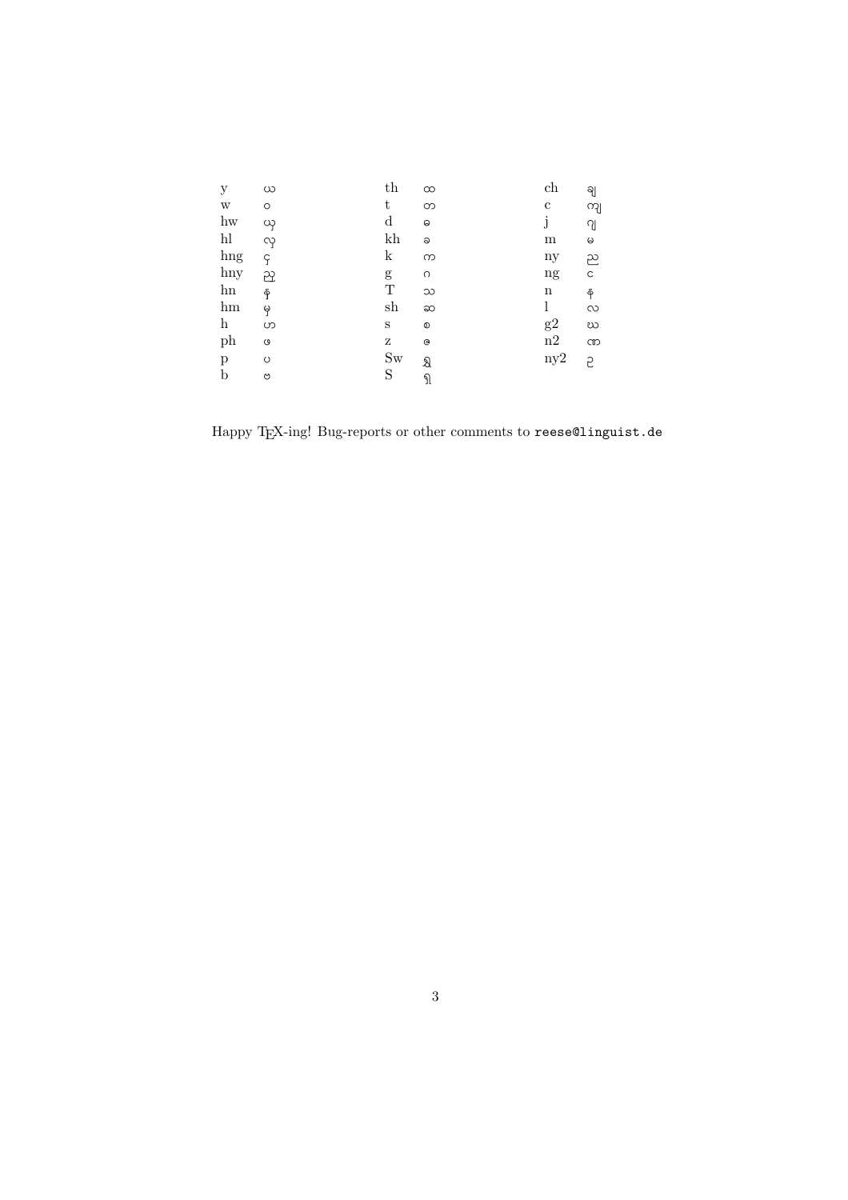| | | | | | |
|---|---|---|---|---|---|
| y | ယ | th | ထ | ch | ချ |
| w | ဝ | t | တ | c | ကျ |
| hw | ယှ | d | ဒ | j | ဂျ |
| hl | လှ | kh | ခ | m | မ |
| hng | ငှ | k | က | ny | ည |
| hny | ညှ | g | ဂ | ng | င |
| hn | နှ | T | သ | n | န |
| hm | မှ | sh | ဆ | l | လ |
| h | ဟ | s | စ | g2 | ဃ |
| ph | ဖ | z | ဇ | n2 | ဏ |
| p | ပ | Sw | ရွှ | ny2 | ဉ |
| b | ဗ | S | ရှ | | |

Happy TEX-ing! Bug-reports or other comments to `reese@linguist.de`